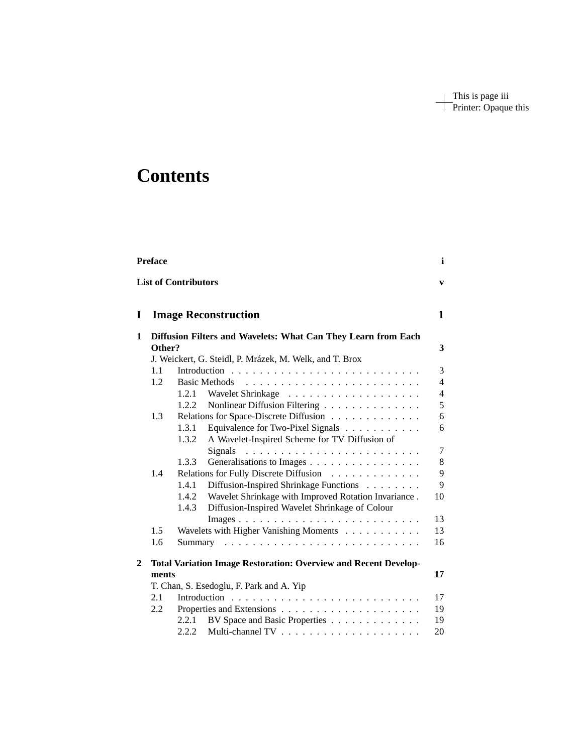# Contents

**Preface** **i**

**List of Contributors** **v**

## I Image Reconstruction **1**

**1 Diffusion Filters and Wavelets: What Can They Learn from Each Other?** **3**

J. Weickert, G. Steidl, P. Mrázek, M. Welk, and T. Brox

- 1.1 Introduction . . . 3
- 1.2 Basic Methods . . . 4
  - 1.2.1 Wavelet Shrinkage . . . 4
  - 1.2.2 Nonlinear Diffusion Filtering . . . 5
- 1.3 Relations for Space-Discrete Diffusion . . . 6
  - 1.3.1 Equivalence for Two-Pixel Signals . . . 6
  - 1.3.2 A Wavelet-Inspired Scheme for TV Diffusion of Signals . . . 7
  - 1.3.3 Generalisations to Images . . . 8
- 1.4 Relations for Fully Discrete Diffusion . . . 9
  - 1.4.1 Diffusion-Inspired Shrinkage Functions . . . 9
  - 1.4.2 Wavelet Shrinkage with Improved Rotation Invariance . 10
  - 1.4.3 Diffusion-Inspired Wavelet Shrinkage of Colour Images . . . 13
- 1.5 Wavelets with Higher Vanishing Moments . . . 13
- 1.6 Summary . . . 16

**2 Total Variation Image Restoration: Overview and Recent Developments** **17**

T. Chan, S. Esedoglu, F. Park and A. Yip

- 2.1 Introduction . . . 17
- 2.2 Properties and Extensions . . . 19
  - 2.2.1 BV Space and Basic Properties . . . 19
  - 2.2.2 Multi-channel TV . . . 20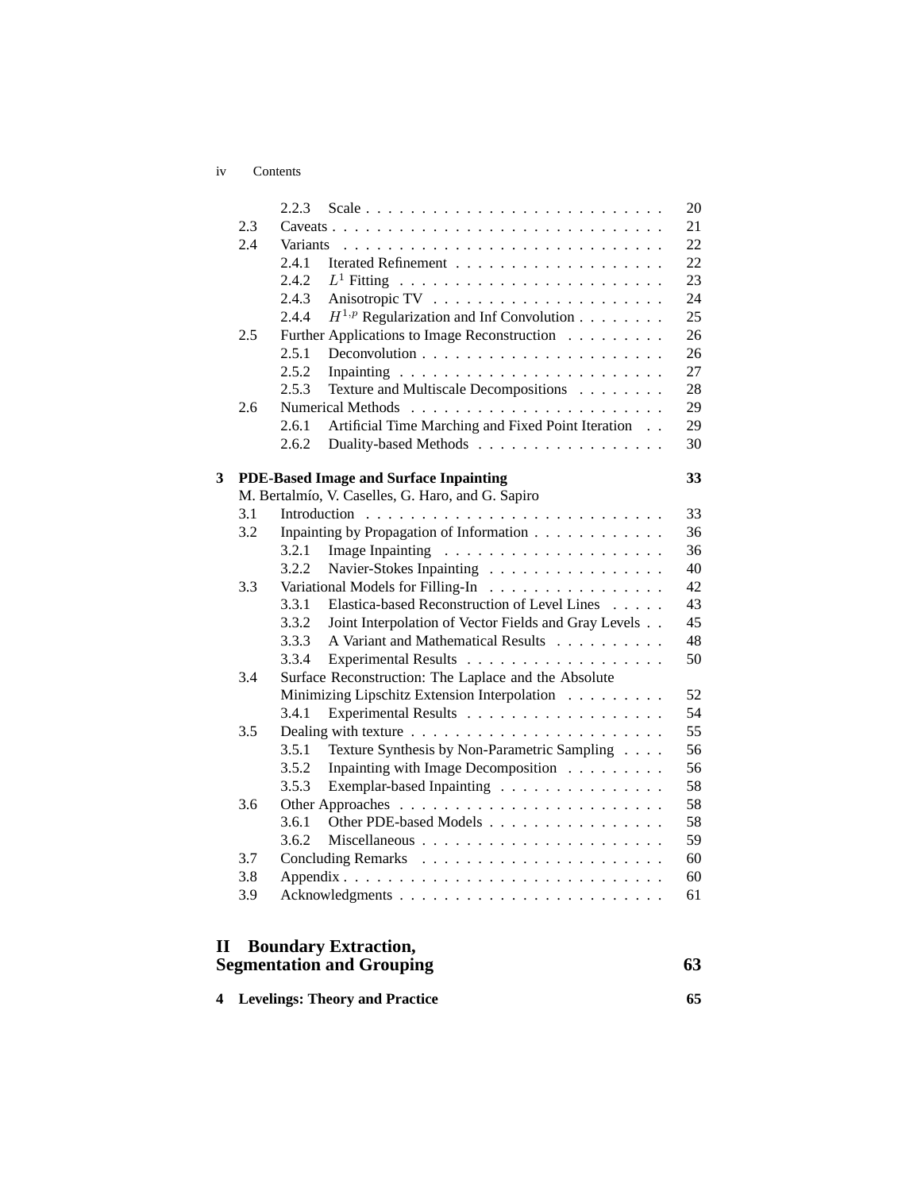| | | | |
|---|---|---|---|
| | 2.2.3 | Scale | 20 |
| 2.3 | | Caveats | 21 |
| 2.4 | | Variants | 22 |
| | 2.4.1 | Iterated Refinement | 22 |
| | 2.4.2 | $L^1$ Fitting | 23 |
| | 2.4.3 | Anisotropic TV | 24 |
| | 2.4.4 | $H^{1,p}$ Regularization and Inf Convolution | 25 |
| 2.5 | | Further Applications to Image Reconstruction | 26 |
| | 2.5.1 | Deconvolution | 26 |
| | 2.5.2 | Inpainting | 27 |
| | 2.5.3 | Texture and Multiscale Decompositions | 28 |
| 2.6 | | Numerical Methods | 29 |
| | 2.6.1 | Artificial Time Marching and Fixed Point Iteration | 29 |
| | 2.6.2 | Duality-based Methods | 30 |

**3 PDE-Based Image and Surface Inpainting** **33**

M. Bertalmío, V. Caselles, G. Haro, and G. Sapiro

| | | | |
|---|---|---|---|
| 3.1 | | Introduction | 33 |
| 3.2 | | Inpainting by Propagation of Information | 36 |
| | 3.2.1 | Image Inpainting | 36 |
| | 3.2.2 | Navier-Stokes Inpainting | 40 |
| 3.3 | | Variational Models for Filling-In | 42 |
| | 3.3.1 | Elastica-based Reconstruction of Level Lines | 43 |
| | 3.3.2 | Joint Interpolation of Vector Fields and Gray Levels | 45 |
| | 3.3.3 | A Variant and Mathematical Results | 48 |
| | 3.3.4 | Experimental Results | 50 |
| 3.4 | | Surface Reconstruction: The Laplace and the Absolute Minimizing Lipschitz Extension Interpolation | 52 |
| | 3.4.1 | Experimental Results | 54 |
| 3.5 | | Dealing with texture | 55 |
| | 3.5.1 | Texture Synthesis by Non-Parametric Sampling | 56 |
| | 3.5.2 | Inpainting with Image Decomposition | 56 |
| | 3.5.3 | Exemplar-based Inpainting | 58 |
| 3.6 | | Other Approaches | 58 |
| | 3.6.1 | Other PDE-based Models | 58 |
| | 3.6.2 | Miscellaneous | 59 |
| 3.7 | | Concluding Remarks | 60 |
| 3.8 | | Appendix | 60 |
| 3.9 | | Acknowledgments | 61 |

## II Boundary Extraction, Segmentation and Grouping **63**

**4 Levelings: Theory and Practice** **65**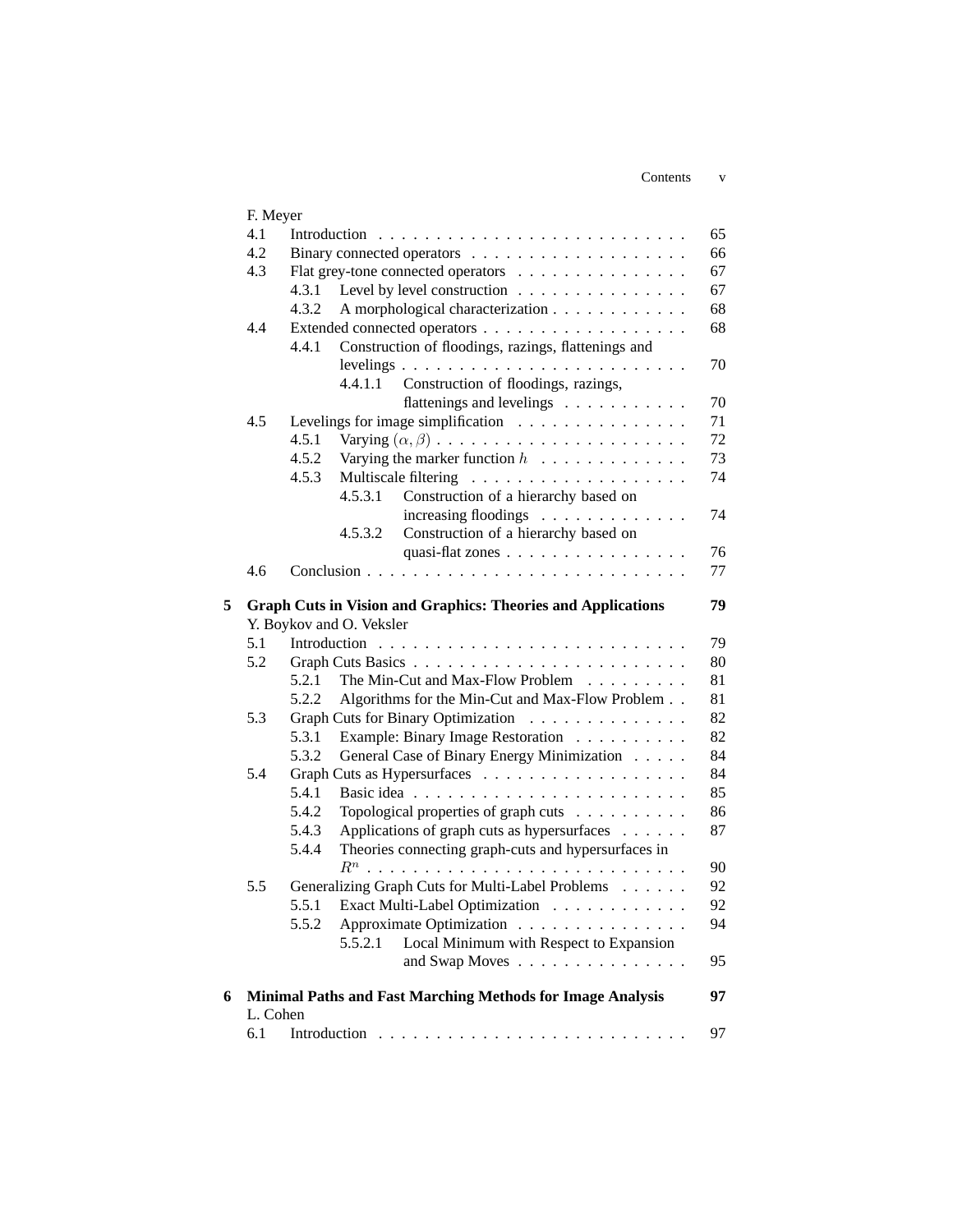F. Meyer

- 4.1 Introduction . . . . . . . . . . . . . . . . . . . . . . . . . . . 65
- 4.2 Binary connected operators . . . . . . . . . . . . . . . . . . . 66
- 4.3 Flat grey-tone connected operators . . . . . . . . . . . . . . . 67
  - 4.3.1 Level by level construction . . . . . . . . . . . . . . . 67
  - 4.3.2 A morphological characterization . . . . . . . . . . . . 68
- 4.4 Extended connected operators . . . . . . . . . . . . . . . . . . 68
  - 4.4.1 Construction of floodings, razings, flattenings and levelings . . . . . . . . . . . . . . . . . . . . . . . . . 70
    - 4.4.1.1 Construction of floodings, razings, flattenings and levelings . . . . . . . . . . . 70
- 4.5 Levelings for image simplification . . . . . . . . . . . . . . . 71
  - 4.5.1 Varying $(\alpha, \beta)$ . . . . . . . . . . . . . . . . . . . . . . 72
  - 4.5.2 Varying the marker function $h$ . . . . . . . . . . . . . 73
  - 4.5.3 Multiscale filtering . . . . . . . . . . . . . . . . . . . 74
    - 4.5.3.1 Construction of a hierarchy based on increasing floodings . . . . . . . . . . . . . 74
    - 4.5.3.2 Construction of a hierarchy based on quasi-flat zones . . . . . . . . . . . . . . . . 76
- 4.6 Conclusion . . . . . . . . . . . . . . . . . . . . . . . . . . . . 77

**5 Graph Cuts in Vision and Graphics: Theories and Applications** **79**

Y. Boykov and O. Veksler

- 5.1 Introduction . . . . . . . . . . . . . . . . . . . . . . . . . . . 79
- 5.2 Graph Cuts Basics . . . . . . . . . . . . . . . . . . . . . . . . 80
  - 5.2.1 The Min-Cut and Max-Flow Problem . . . . . . . . . 81
  - 5.2.2 Algorithms for the Min-Cut and Max-Flow Problem . . 81
- 5.3 Graph Cuts for Binary Optimization . . . . . . . . . . . . . . 82
  - 5.3.1 Example: Binary Image Restoration . . . . . . . . . . 82
  - 5.3.2 General Case of Binary Energy Minimization . . . . . 84
- 5.4 Graph Cuts as Hypersurfaces . . . . . . . . . . . . . . . . . . 84
  - 5.4.1 Basic idea . . . . . . . . . . . . . . . . . . . . . . . . 85
  - 5.4.2 Topological properties of graph cuts . . . . . . . . . . 86
  - 5.4.3 Applications of graph cuts as hypersurfaces . . . . . . 87
  - 5.4.4 Theories connecting graph-cuts and hypersurfaces in $R^n$ . . . . . . . . . . . . . . . . . . . . . . . . . . . 90
- 5.5 Generalizing Graph Cuts for Multi-Label Problems . . . . . . 92
  - 5.5.1 Exact Multi-Label Optimization . . . . . . . . . . . . 92
  - 5.5.2 Approximate Optimization . . . . . . . . . . . . . . . 94
    - 5.5.2.1 Local Minimum with Respect to Expansion and Swap Moves . . . . . . . . . . . . . . . 95

**6 Minimal Paths and Fast Marching Methods for Image Analysis** **97**

L. Cohen

- 6.1 Introduction . . . . . . . . . . . . . . . . . . . . . . . . . . . 97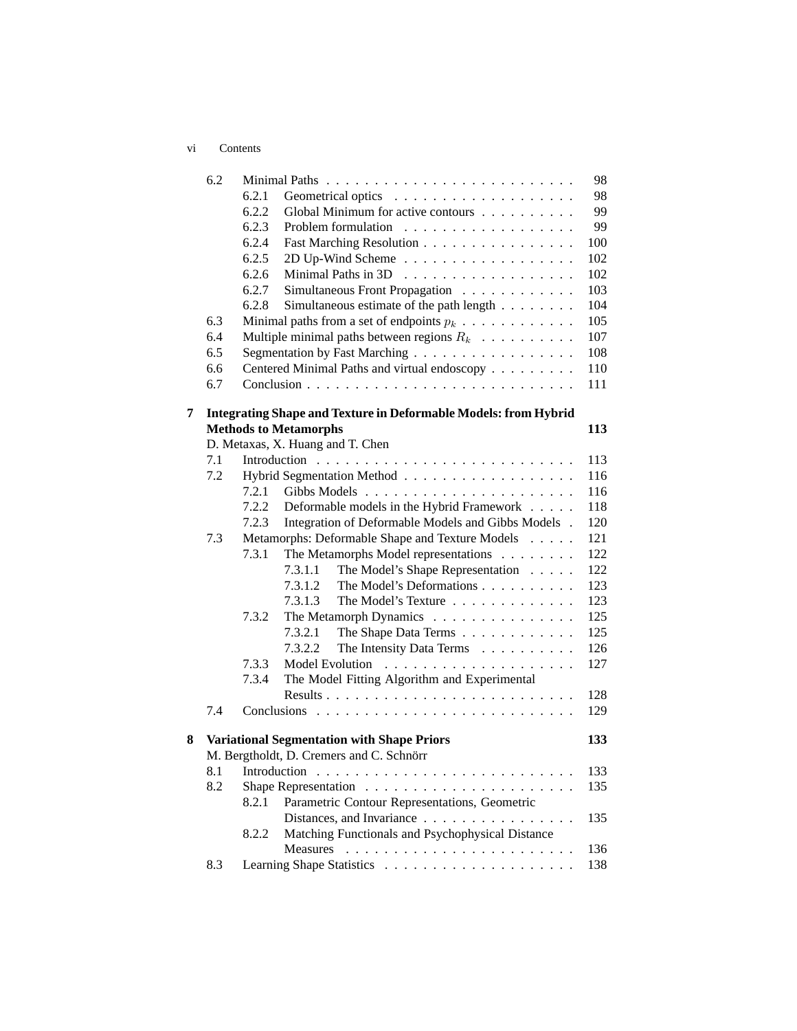6.2 Minimal Paths . . . . . . . . . . . . . . . . . . . . . . . . . . 98
  6.2.1 Geometrical optics . . . . . . . . . . . . . . . . . . . 98
  6.2.2 Global Minimum for active contours . . . . . . . . . . 99
  6.2.3 Problem formulation . . . . . . . . . . . . . . . . . . 99
  6.2.4 Fast Marching Resolution . . . . . . . . . . . . . . . . 100
  6.2.5 2D Up-Wind Scheme . . . . . . . . . . . . . . . . . . 102
  6.2.6 Minimal Paths in 3D . . . . . . . . . . . . . . . . . . 102
  6.2.7 Simultaneous Front Propagation . . . . . . . . . . . . 103
  6.2.8 Simultaneous estimate of the path length . . . . . . . . 104
6.3 Minimal paths from a set of endpoints $p_k$ . . . . . . . . . . . 105
6.4 Multiple minimal paths between regions $R_k$ . . . . . . . . . . 107
6.5 Segmentation by Fast Marching . . . . . . . . . . . . . . . . . . 108
6.6 Centered Minimal Paths and virtual endoscopy . . . . . . . . . 110
6.7 Conclusion . . . . . . . . . . . . . . . . . . . . . . . . . . . . 111

**7 Integrating Shape and Texture in Deformable Models: from Hybrid Methods to Metamorphs** **113**

D. Metaxas, X. Huang and T. Chen

7.1 Introduction . . . . . . . . . . . . . . . . . . . . . . . . . . . 113
7.2 Hybrid Segmentation Method . . . . . . . . . . . . . . . . . . 116
  7.2.1 Gibbs Models . . . . . . . . . . . . . . . . . . . . . . 116
  7.2.2 Deformable models in the Hybrid Framework . . . . . 118
  7.2.3 Integration of Deformable Models and Gibbs Models . 120
7.3 Metamorphs: Deformable Shape and Texture Models . . . . . 121
  7.3.1 The Metamorphs Model representations . . . . . . . . 122
    7.3.1.1 The Model's Shape Representation . . . . . 122
    7.3.1.2 The Model's Deformations . . . . . . . . . . 123
    7.3.1.3 The Model's Texture . . . . . . . . . . . . . 123
  7.3.2 The Metamorph Dynamics . . . . . . . . . . . . . . . 125
    7.3.2.1 The Shape Data Terms . . . . . . . . . . . . 125
    7.3.2.2 The Intensity Data Terms . . . . . . . . . . 126
  7.3.3 Model Evolution . . . . . . . . . . . . . . . . . . . . 127
  7.3.4 The Model Fitting Algorithm and Experimental Results . . . . . . . . . . . . . . . . . . . . . . . . . 128
7.4 Conclusions . . . . . . . . . . . . . . . . . . . . . . . . . . . 129

**8 Variational Segmentation with Shape Priors** **133**

M. Bergtholdt, D. Cremers and C. Schnörr

8.1 Introduction . . . . . . . . . . . . . . . . . . . . . . . . . . . 133
8.2 Shape Representation . . . . . . . . . . . . . . . . . . . . . . 135
  8.2.1 Parametric Contour Representations, Geometric Distances, and Invariance . . . . . . . . . . . . . . . . 135
  8.2.2 Matching Functionals and Psychophysical Distance Measures . . . . . . . . . . . . . . . . . . . . . . . . 136
8.3 Learning Shape Statistics . . . . . . . . . . . . . . . . . . . . 138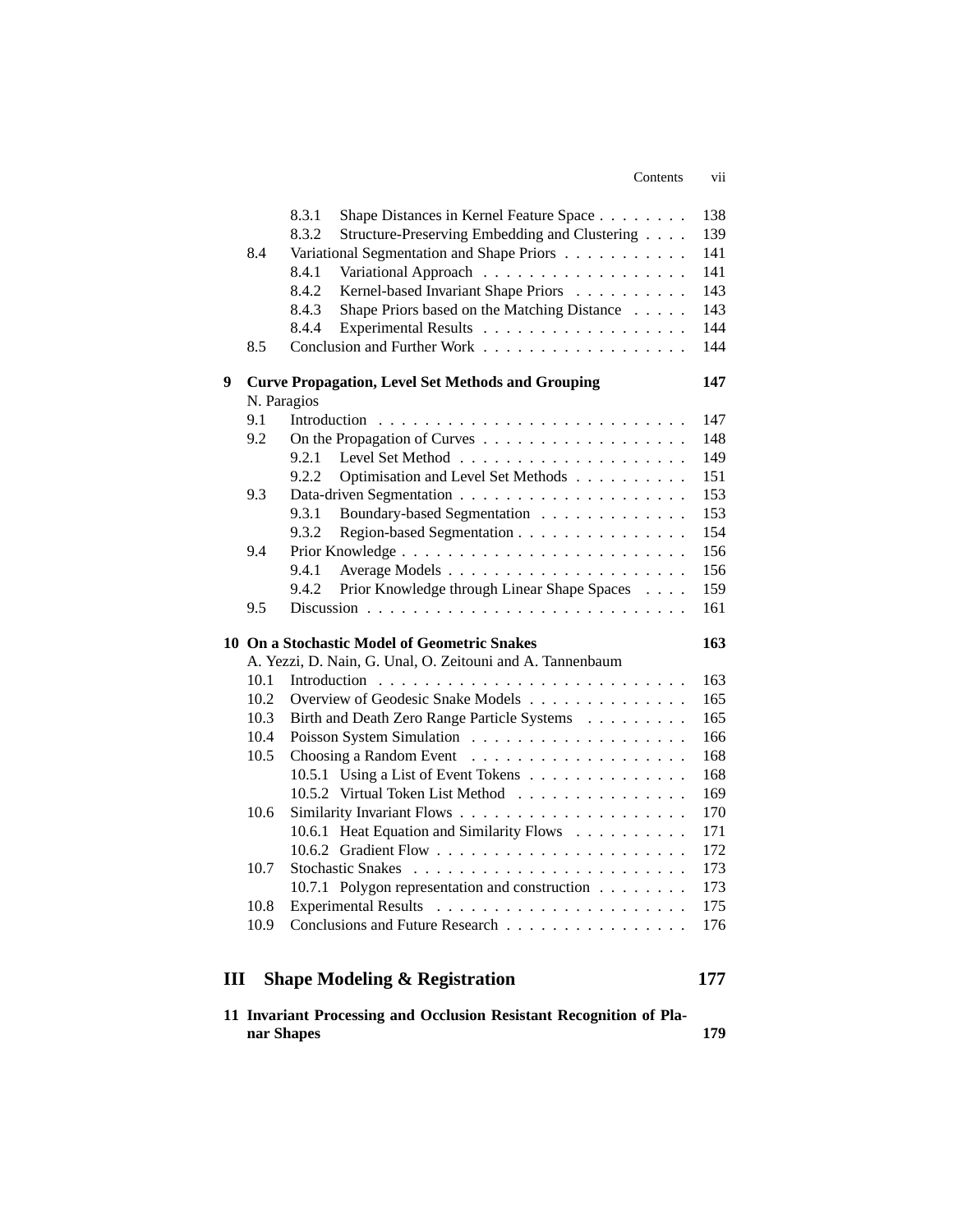8.3.1 Shape Distances in Kernel Feature Space . . . . . . . . 138
8.3.2 Structure-Preserving Embedding and Clustering . . . . 139
8.4 Variational Segmentation and Shape Priors . . . . . . . . . . . 141
8.4.1 Variational Approach . . . . . . . . . . . . . . . . . . . 141
8.4.2 Kernel-based Invariant Shape Priors . . . . . . . . . . 143
8.4.3 Shape Priors based on the Matching Distance . . . . . 143
8.4.4 Experimental Results . . . . . . . . . . . . . . . . . . 144
8.5 Conclusion and Further Work . . . . . . . . . . . . . . . . . . 144

**9 Curve Propagation, Level Set Methods and Grouping** **147**
N. Paragios
9.1 Introduction . . . . . . . . . . . . . . . . . . . . . . . . . . . 147
9.2 On the Propagation of Curves . . . . . . . . . . . . . . . . . . 148
9.2.1 Level Set Method . . . . . . . . . . . . . . . . . . . . . 149
9.2.2 Optimisation and Level Set Methods . . . . . . . . . . 151
9.3 Data-driven Segmentation . . . . . . . . . . . . . . . . . . . . 153
9.3.1 Boundary-based Segmentation . . . . . . . . . . . . . 153
9.3.2 Region-based Segmentation . . . . . . . . . . . . . . . 154
9.4 Prior Knowledge . . . . . . . . . . . . . . . . . . . . . . . . . 156
9.4.1 Average Models . . . . . . . . . . . . . . . . . . . . . 156
9.4.2 Prior Knowledge through Linear Shape Spaces . . . . 159
9.5 Discussion . . . . . . . . . . . . . . . . . . . . . . . . . . . . 161

**10 On a Stochastic Model of Geometric Snakes** **163**
A. Yezzi, D. Nain, G. Unal, O. Zeitouni and A. Tannenbaum
10.1 Introduction . . . . . . . . . . . . . . . . . . . . . . . . . . . 163
10.2 Overview of Geodesic Snake Models . . . . . . . . . . . . . . 165
10.3 Birth and Death Zero Range Particle Systems . . . . . . . . . 165
10.4 Poisson System Simulation . . . . . . . . . . . . . . . . . . . 166
10.5 Choosing a Random Event . . . . . . . . . . . . . . . . . . . 168
10.5.1 Using a List of Event Tokens . . . . . . . . . . . . . . 168
10.5.2 Virtual Token List Method . . . . . . . . . . . . . . . 169
10.6 Similarity Invariant Flows . . . . . . . . . . . . . . . . . . . . 170
10.6.1 Heat Equation and Similarity Flows . . . . . . . . . . 171
10.6.2 Gradient Flow . . . . . . . . . . . . . . . . . . . . . . 172
10.7 Stochastic Snakes . . . . . . . . . . . . . . . . . . . . . . . . 173
10.7.1 Polygon representation and construction . . . . . . . . 173
10.8 Experimental Results . . . . . . . . . . . . . . . . . . . . . . 175
10.9 Conclusions and Future Research . . . . . . . . . . . . . . . . 176

## III Shape Modeling & Registration 177

**11 Invariant Processing and Occlusion Resistant Recognition of Planar Shapes** **179**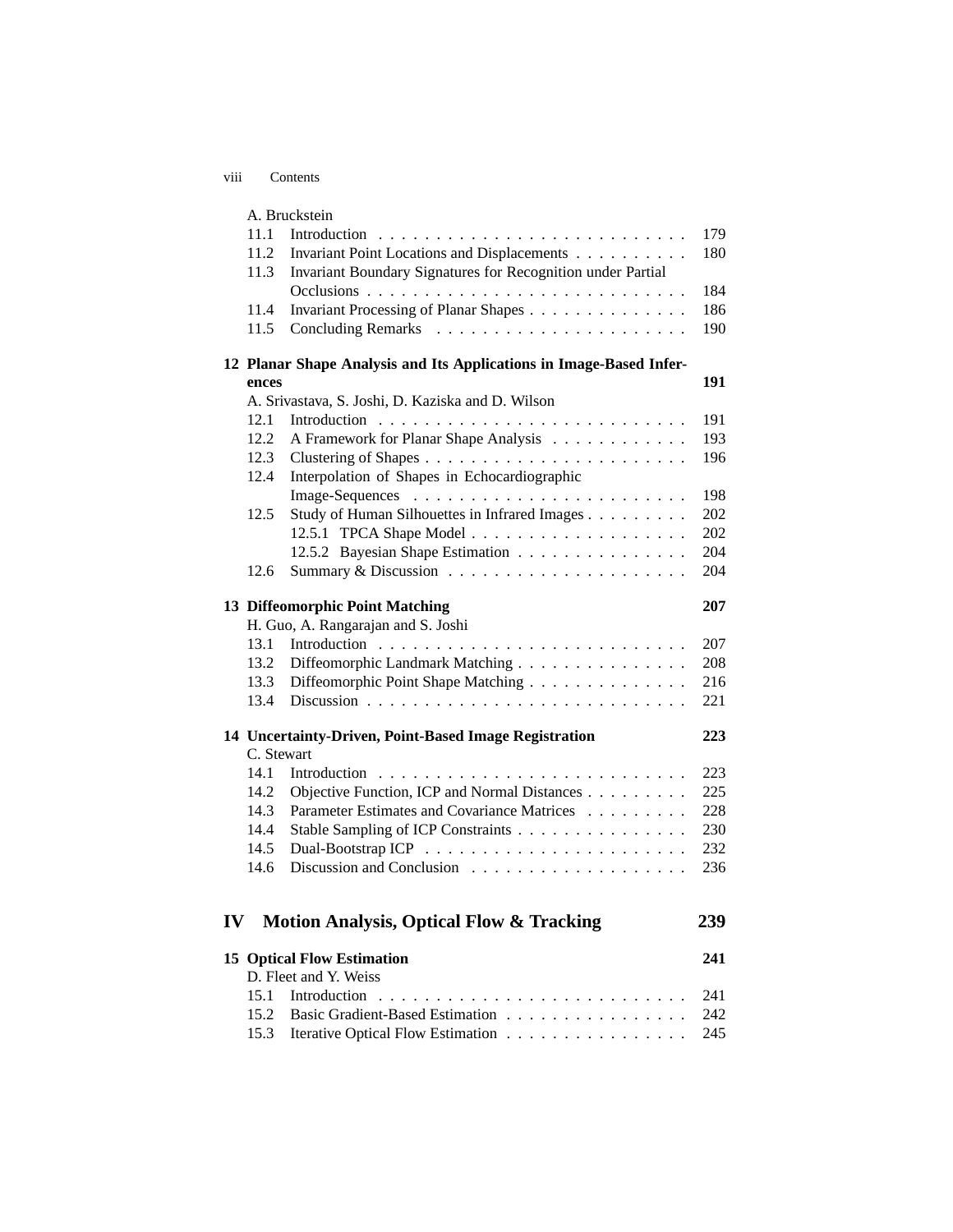A. Bruckstein

11.1 Introduction . . . . . . . . . . . . . . . . . . . . . . . . . . . 179
11.2 Invariant Point Locations and Displacements . . . . . . . . . . 180
11.3 Invariant Boundary Signatures for Recognition under Partial Occlusions . . . . . . . . . . . . . . . . . . . . . . . . . . . . 184
11.4 Invariant Processing of Planar Shapes . . . . . . . . . . . . . . 186
11.5 Concluding Remarks . . . . . . . . . . . . . . . . . . . . . . 190

**12 Planar Shape Analysis and Its Applications in Image-Based Inferences** **191**

A. Srivastava, S. Joshi, D. Kaziska and D. Wilson

12.1 Introduction . . . . . . . . . . . . . . . . . . . . . . . . . . . 191
12.2 A Framework for Planar Shape Analysis . . . . . . . . . . . . 193
12.3 Clustering of Shapes . . . . . . . . . . . . . . . . . . . . . . . 196
12.4 Interpolation of Shapes in Echocardiographic Image-Sequences . . . . . . . . . . . . . . . . . . . . . . . . 198
12.5 Study of Human Silhouettes in Infrared Images . . . . . . . . . 202
12.5.1 TPCA Shape Model . . . . . . . . . . . . . . . . . . . 202
12.5.2 Bayesian Shape Estimation . . . . . . . . . . . . . . . 204
12.6 Summary & Discussion . . . . . . . . . . . . . . . . . . . . . 204

**13 Diffeomorphic Point Matching** **207**

H. Guo, A. Rangarajan and S. Joshi

13.1 Introduction . . . . . . . . . . . . . . . . . . . . . . . . . . . 207
13.2 Diffeomorphic Landmark Matching . . . . . . . . . . . . . . . 208
13.3 Diffeomorphic Point Shape Matching . . . . . . . . . . . . . . 216
13.4 Discussion . . . . . . . . . . . . . . . . . . . . . . . . . . . . 221

**14 Uncertainty-Driven, Point-Based Image Registration** **223**

C. Stewart

14.1 Introduction . . . . . . . . . . . . . . . . . . . . . . . . . . . 223
14.2 Objective Function, ICP and Normal Distances . . . . . . . . . 225
14.3 Parameter Estimates and Covariance Matrices . . . . . . . . . 228
14.4 Stable Sampling of ICP Constraints . . . . . . . . . . . . . . . 230
14.5 Dual-Bootstrap ICP . . . . . . . . . . . . . . . . . . . . . . . 232
14.6 Discussion and Conclusion . . . . . . . . . . . . . . . . . . . 236

# IV Motion Analysis, Optical Flow & Tracking **239**

**15 Optical Flow Estimation** **241**

D. Fleet and Y. Weiss

15.1 Introduction . . . . . . . . . . . . . . . . . . . . . . . . . . . 241
15.2 Basic Gradient-Based Estimation . . . . . . . . . . . . . . . . 242
15.3 Iterative Optical Flow Estimation . . . . . . . . . . . . . . . . 245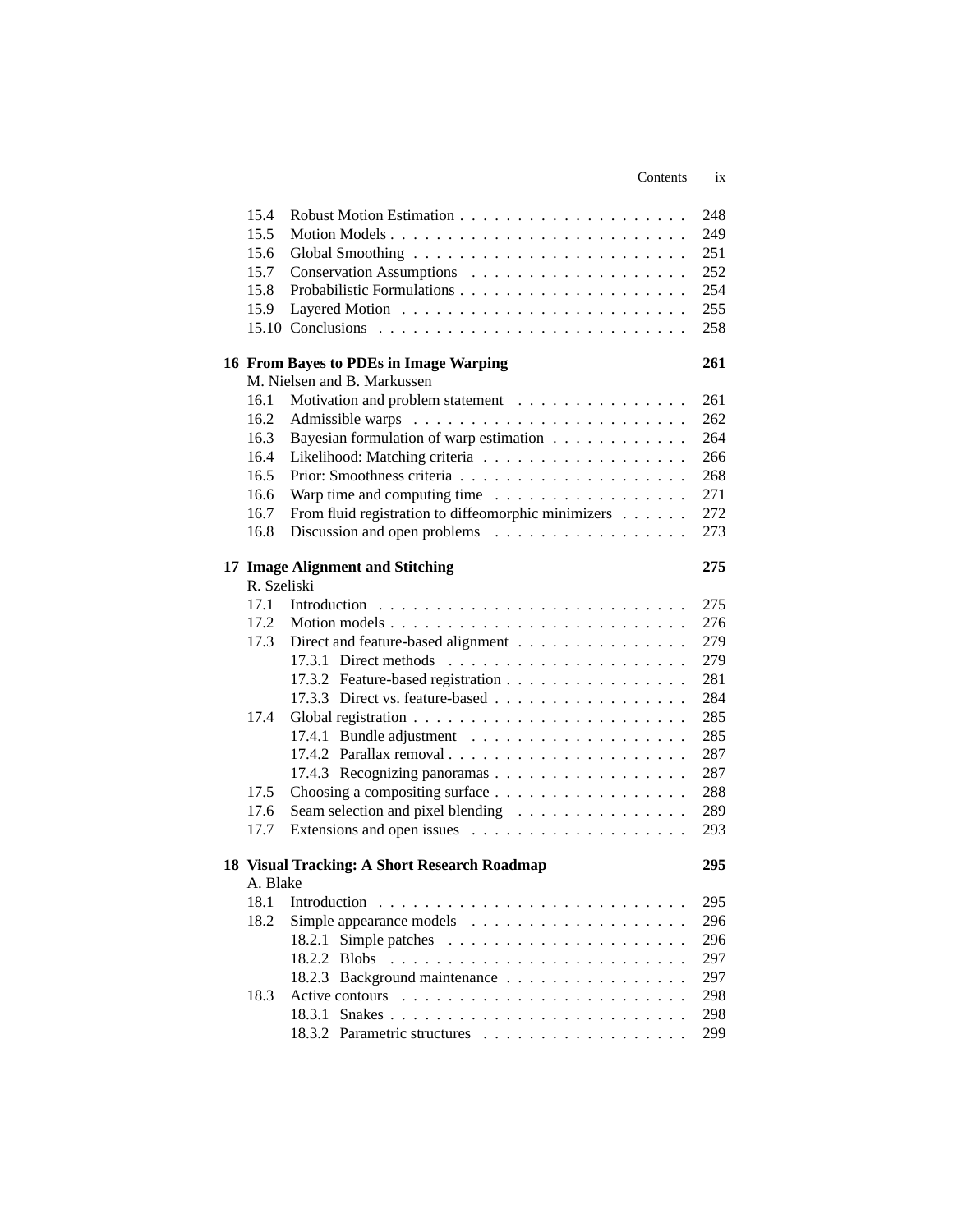| | | |
|---|---|---|
| 15.4 | Robust Motion Estimation | 248 |
| 15.5 | Motion Models | 249 |
| 15.6 | Global Smoothing | 251 |
| 15.7 | Conservation Assumptions | 252 |
| 15.8 | Probabilistic Formulations | 254 |
| 15.9 | Layered Motion | 255 |
| 15.10 | Conclusions | 258 |

**16 From Bayes to PDEs in Image Warping** **261**

M. Nielsen and B. Markussen

| | | |
|---|---|---|
| 16.1 | Motivation and problem statement | 261 |
| 16.2 | Admissible warps | 262 |
| 16.3 | Bayesian formulation of warp estimation | 264 |
| 16.4 | Likelihood: Matching criteria | 266 |
| 16.5 | Prior: Smoothness criteria | 268 |
| 16.6 | Warp time and computing time | 271 |
| 16.7 | From fluid registration to diffeomorphic minimizers | 272 |
| 16.8 | Discussion and open problems | 273 |

**17 Image Alignment and Stitching** **275**

R. Szeliski

| | | |
|---|---|---|
| 17.1 | Introduction | 275 |
| 17.2 | Motion models | 276 |
| 17.3 | Direct and feature-based alignment | 279 |
| | 17.3.1 Direct methods | 279 |
| | 17.3.2 Feature-based registration | 281 |
| | 17.3.3 Direct vs. feature-based | 284 |
| 17.4 | Global registration | 285 |
| | 17.4.1 Bundle adjustment | 285 |
| | 17.4.2 Parallax removal | 287 |
| | 17.4.3 Recognizing panoramas | 287 |
| 17.5 | Choosing a compositing surface | 288 |
| 17.6 | Seam selection and pixel blending | 289 |
| 17.7 | Extensions and open issues | 293 |

**18 Visual Tracking: A Short Research Roadmap** **295**

A. Blake

| | | |
|---|---|---|
| 18.1 | Introduction | 295 |
| 18.2 | Simple appearance models | 296 |
| | 18.2.1 Simple patches | 296 |
| | 18.2.2 Blobs | 297 |
| | 18.2.3 Background maintenance | 297 |
| 18.3 | Active contours | 298 |
| | 18.3.1 Snakes | 298 |
| | 18.3.2 Parametric structures | 299 |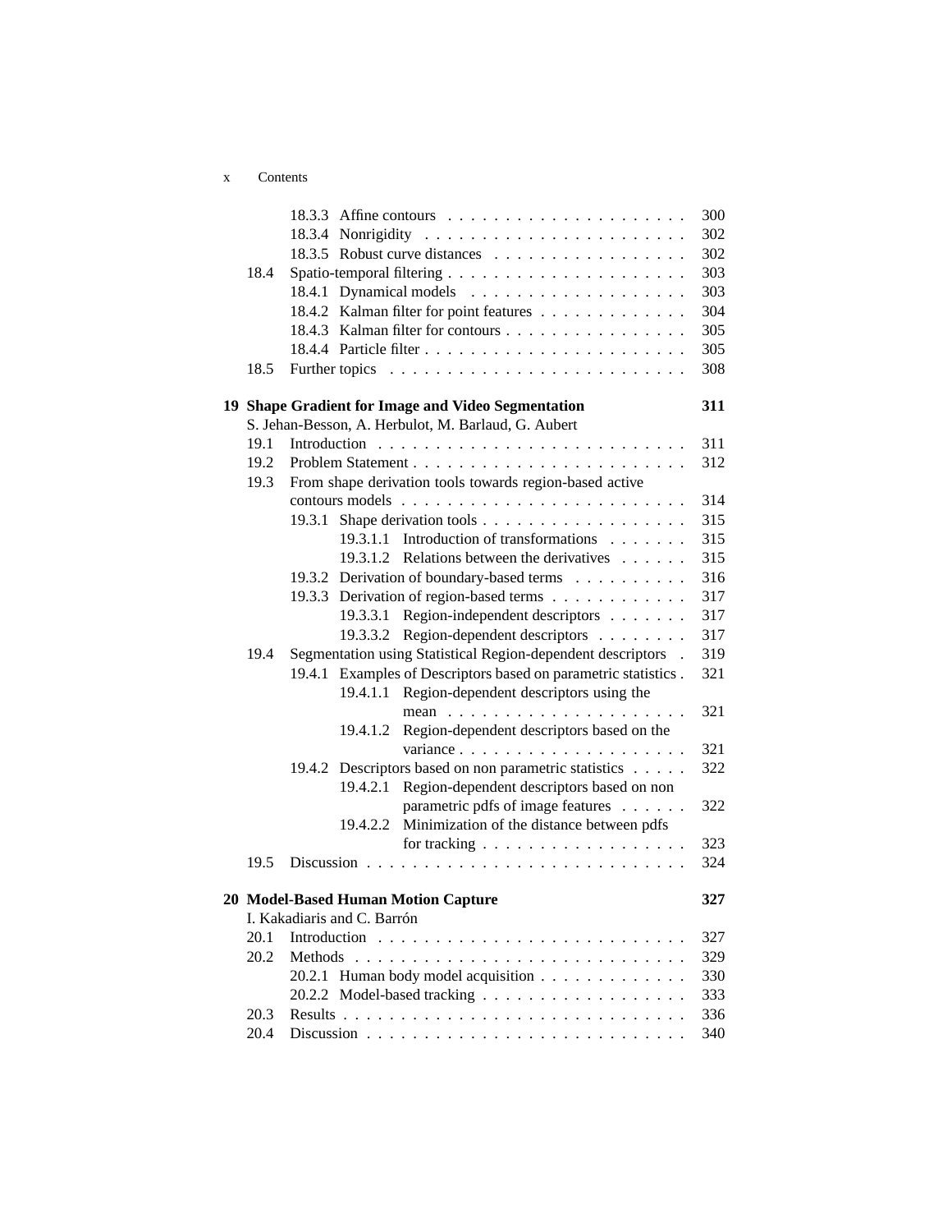18.3.3 Affine contours . . . . . . . . . . . . . . . . . . . . . 300
18.3.4 Nonrigidity . . . . . . . . . . . . . . . . . . . . . . 302
18.3.5 Robust curve distances . . . . . . . . . . . . . . . . . 302
18.4 Spatio-temporal filtering . . . . . . . . . . . . . . . . . . . . . 303
18.4.1 Dynamical models . . . . . . . . . . . . . . . . . . 303
18.4.2 Kalman filter for point features . . . . . . . . . . . . 304
18.4.3 Kalman filter for contours . . . . . . . . . . . . . . . . 305
18.4.4 Particle filter . . . . . . . . . . . . . . . . . . . . . . 305
18.5 Further topics . . . . . . . . . . . . . . . . . . . . . . . . 308

**19 Shape Gradient for Image and Video Segmentation** **311**
S. Jehan-Besson, A. Herbulot, M. Barlaud, G. Aubert
19.1 Introduction . . . . . . . . . . . . . . . . . . . . . . . . . . 311
19.2 Problem Statement . . . . . . . . . . . . . . . . . . . . . . . 312
19.3 From shape derivation tools towards region-based active contours models . . . . . . . . . . . . . . . . . . . . . . . . 314
19.3.1 Shape derivation tools . . . . . . . . . . . . . . . . . 315
19.3.1.1 Introduction of transformations . . . . . . . 315
19.3.1.2 Relations between the derivatives . . . . . . 315
19.3.2 Derivation of boundary-based terms . . . . . . . . . . 316
19.3.3 Derivation of region-based terms . . . . . . . . . . . . 317
19.3.3.1 Region-independent descriptors . . . . . . . 317
19.3.3.2 Region-dependent descriptors . . . . . . . . 317
19.4 Segmentation using Statistical Region-dependent descriptors . 319
19.4.1 Examples of Descriptors based on parametric statistics . 321
19.4.1.1 Region-dependent descriptors using the mean . . . . . . . . . . . . . . . . . . . . . 321
19.4.1.2 Region-dependent descriptors based on the variance . . . . . . . . . . . . . . . . . . . 321
19.4.2 Descriptors based on non parametric statistics . . . . . 322
19.4.2.1 Region-dependent descriptors based on non parametric pdfs of image features . . . . . . 322
19.4.2.2 Minimization of the distance between pdfs for tracking . . . . . . . . . . . . . . . . . 323
19.5 Discussion . . . . . . . . . . . . . . . . . . . . . . . . . . . 324

**20 Model-Based Human Motion Capture** **327**
I. Kakadiaris and C. Barrón
20.1 Introduction . . . . . . . . . . . . . . . . . . . . . . . . . . 327
20.2 Methods . . . . . . . . . . . . . . . . . . . . . . . . . . . . 329
20.2.1 Human body model acquisition . . . . . . . . . . . . . 330
20.2.2 Model-based tracking . . . . . . . . . . . . . . . . . . 333
20.3 Results . . . . . . . . . . . . . . . . . . . . . . . . . . . . . 336
20.4 Discussion . . . . . . . . . . . . . . . . . . . . . . . . . . . 340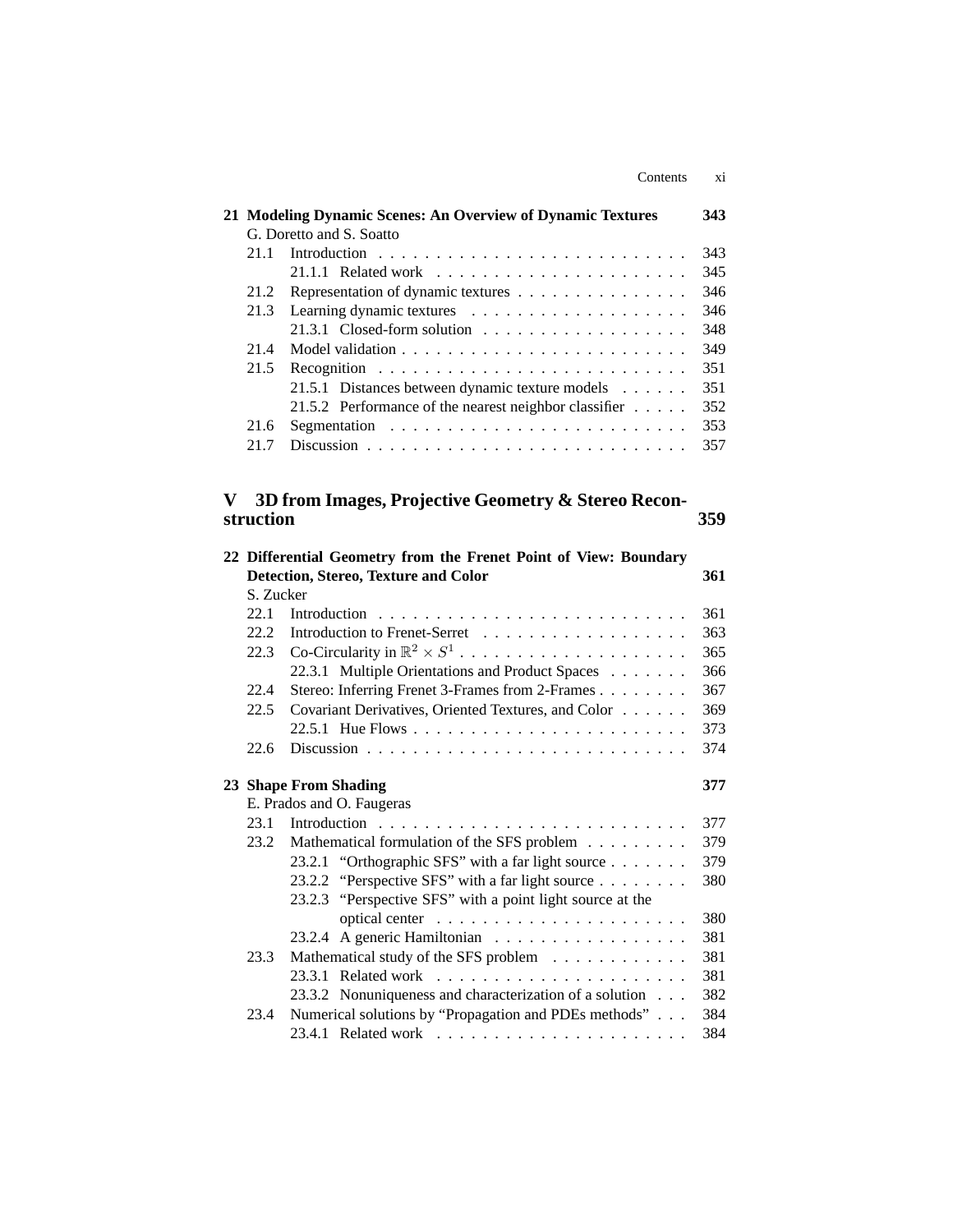**21 Modeling Dynamic Scenes: An Overview of Dynamic Textures** 343
G. Doretto and S. Soatto

- 21.1 Introduction . . . 343
  - 21.1.1 Related work . . . 345
- 21.2 Representation of dynamic textures . . . 346
- 21.3 Learning dynamic textures . . . 346
  - 21.3.1 Closed-form solution . . . 348
- 21.4 Model validation . . . 349
- 21.5 Recognition . . . 351
  - 21.5.1 Distances between dynamic texture models . . . 351
  - 21.5.2 Performance of the nearest neighbor classifier . . . 352
- 21.6 Segmentation . . . 353
- 21.7 Discussion . . . 357

## V 3D from Images, Projective Geometry & Stereo Reconstruction 359

**22 Differential Geometry from the Frenet Point of View: Boundary Detection, Stereo, Texture and Color** 361
S. Zucker

- 22.1 Introduction . . . 361
- 22.2 Introduction to Frenet-Serret . . . 363
- 22.3 Co-Circularity in $\mathbb{R}^2 \times S^1$ . . . 365
  - 22.3.1 Multiple Orientations and Product Spaces . . . 366
- 22.4 Stereo: Inferring Frenet 3-Frames from 2-Frames . . . 367
- 22.5 Covariant Derivatives, Oriented Textures, and Color . . . 369
  - 22.5.1 Hue Flows . . . 373
- 22.6 Discussion . . . 374

**23 Shape From Shading** 377
E. Prados and O. Faugeras

- 23.1 Introduction . . . 377
- 23.2 Mathematical formulation of the SFS problem . . . 379
  - 23.2.1 "Orthographic SFS" with a far light source . . . 379
  - 23.2.2 "Perspective SFS" with a far light source . . . 380
  - 23.2.3 "Perspective SFS" with a point light source at the optical center . . . 380
  - 23.2.4 A generic Hamiltonian . . . 381
- 23.3 Mathematical study of the SFS problem . . . 381
  - 23.3.1 Related work . . . 381
  - 23.3.2 Nonuniqueness and characterization of a solution . . . 382
- 23.4 Numerical solutions by "Propagation and PDEs methods" . . . 384
  - 23.4.1 Related work . . . 384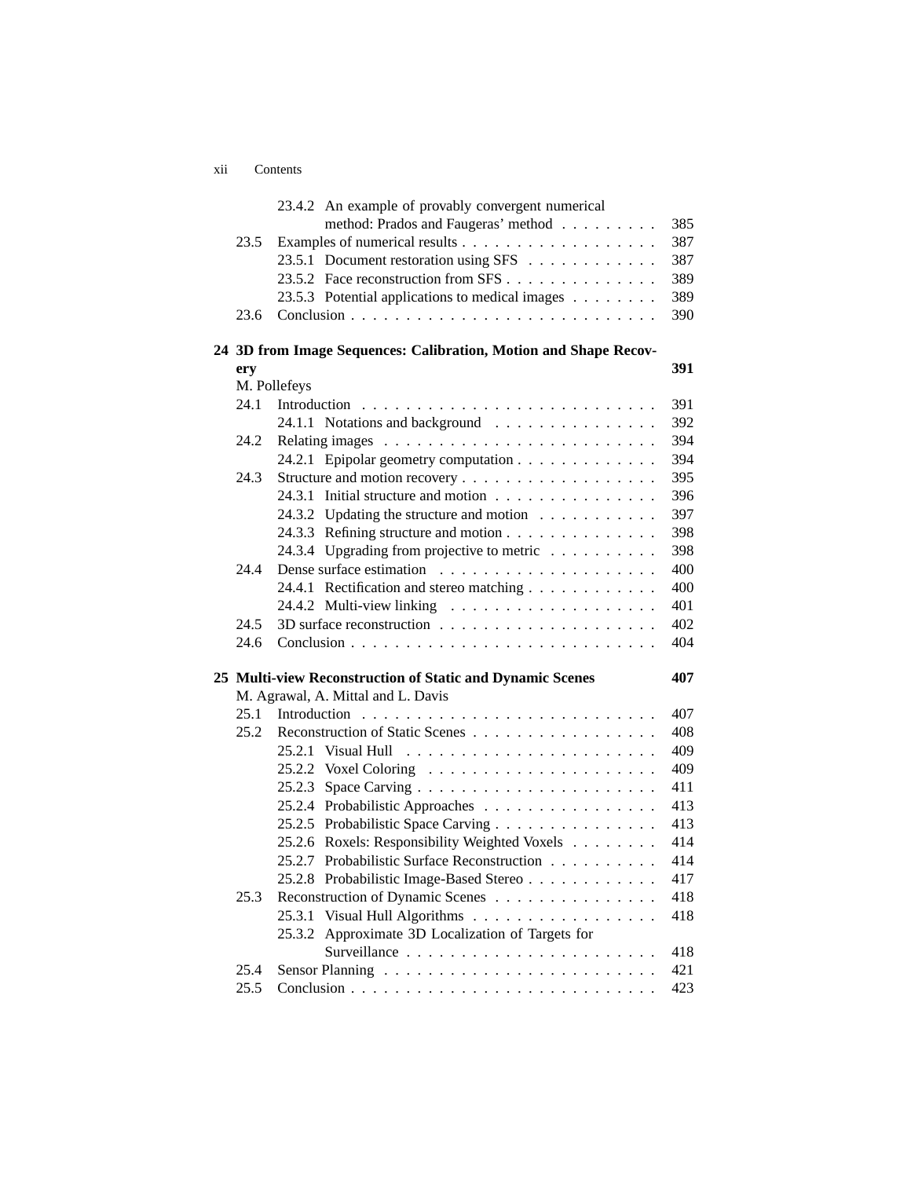- 23.4.2 An example of provably convergent numerical method: Prados and Faugeras' method . . . . . . . . . 385
- 23.5 Examples of numerical results . . . . . . . . . . . . . . . . . . 387
  - 23.5.1 Document restoration using SFS . . . . . . . . . . . . 387
  - 23.5.2 Face reconstruction from SFS . . . . . . . . . . . . . . 389
  - 23.5.3 Potential applications to medical images . . . . . . . . 389
- 23.6 Conclusion . . . . . . . . . . . . . . . . . . . . . . . . . . . 390

**24 3D from Image Sequences: Calibration, Motion and Shape Recovery** **391**

M. Pollefeys

- 24.1 Introduction . . . . . . . . . . . . . . . . . . . . . . . . . . . 391
  - 24.1.1 Notations and background . . . . . . . . . . . . . . . 392
- 24.2 Relating images . . . . . . . . . . . . . . . . . . . . . . . . . 394
  - 24.2.1 Epipolar geometry computation . . . . . . . . . . . . . 394
- 24.3 Structure and motion recovery . . . . . . . . . . . . . . . . . . 395
  - 24.3.1 Initial structure and motion . . . . . . . . . . . . . . . 396
  - 24.3.2 Updating the structure and motion . . . . . . . . . . . 397
  - 24.3.3 Refining structure and motion . . . . . . . . . . . . . . 398
  - 24.3.4 Upgrading from projective to metric . . . . . . . . . . 398
- 24.4 Dense surface estimation . . . . . . . . . . . . . . . . . . . . 400
  - 24.4.1 Rectification and stereo matching . . . . . . . . . . . . 400
  - 24.4.2 Multi-view linking . . . . . . . . . . . . . . . . . . . 401
- 24.5 3D surface reconstruction . . . . . . . . . . . . . . . . . . . . 402
- 24.6 Conclusion . . . . . . . . . . . . . . . . . . . . . . . . . . . 404

**25 Multi-view Reconstruction of Static and Dynamic Scenes** **407**

M. Agrawal, A. Mittal and L. Davis

- 25.1 Introduction . . . . . . . . . . . . . . . . . . . . . . . . . . . 407
- 25.2 Reconstruction of Static Scenes . . . . . . . . . . . . . . . . . 408
  - 25.2.1 Visual Hull . . . . . . . . . . . . . . . . . . . . . . . 409
  - 25.2.2 Voxel Coloring . . . . . . . . . . . . . . . . . . . . . 409
  - 25.2.3 Space Carving . . . . . . . . . . . . . . . . . . . . . . 411
  - 25.2.4 Probabilistic Approaches . . . . . . . . . . . . . . . . 413
  - 25.2.5 Probabilistic Space Carving . . . . . . . . . . . . . . . 413
  - 25.2.6 Roxels: Responsibility Weighted Voxels . . . . . . . . 414
  - 25.2.7 Probabilistic Surface Reconstruction . . . . . . . . . . 414
  - 25.2.8 Probabilistic Image-Based Stereo . . . . . . . . . . . . 417
- 25.3 Reconstruction of Dynamic Scenes . . . . . . . . . . . . . . . 418
  - 25.3.1 Visual Hull Algorithms . . . . . . . . . . . . . . . . . 418
  - 25.3.2 Approximate 3D Localization of Targets for Surveillance . . . . . . . . . . . . . . . . . . . . . . . 418
- 25.4 Sensor Planning . . . . . . . . . . . . . . . . . . . . . . . . . 421
- 25.5 Conclusion . . . . . . . . . . . . . . . . . . . . . . . . . . . 423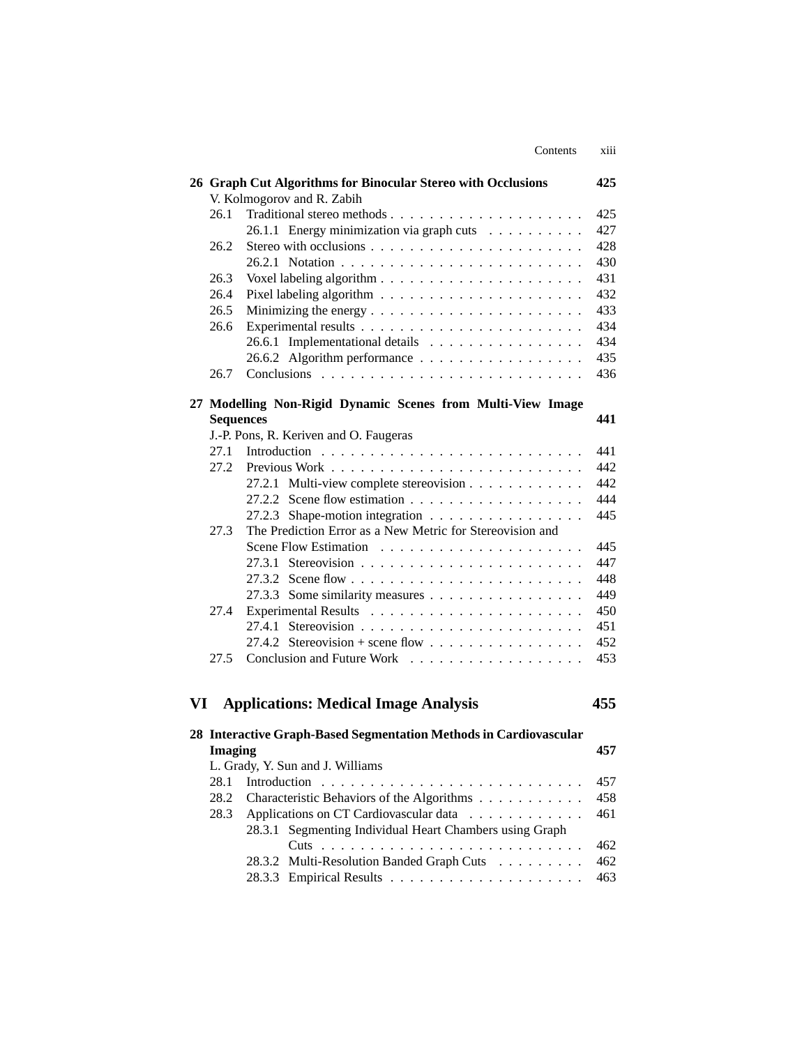**26 Graph Cut Algorithms for Binocular Stereo with Occlusions** — **425**

V. Kolmogorov and R. Zabih

- 26.1 Traditional stereo methods . . . . . . . . . . . . . . . . . . . . 425
  - 26.1.1 Energy minimization via graph cuts . . . . . . . . . . 427
- 26.2 Stereo with occlusions . . . . . . . . . . . . . . . . . . . . . 428
  - 26.2.1 Notation . . . . . . . . . . . . . . . . . . . . . . . . 430
- 26.3 Voxel labeling algorithm . . . . . . . . . . . . . . . . . . . . 431
- 26.4 Pixel labeling algorithm . . . . . . . . . . . . . . . . . . . . 432
- 26.5 Minimizing the energy . . . . . . . . . . . . . . . . . . . . . 433
- 26.6 Experimental results . . . . . . . . . . . . . . . . . . . . . . 434
  - 26.6.1 Implementational details . . . . . . . . . . . . . . . . 434
  - 26.6.2 Algorithm performance . . . . . . . . . . . . . . . . . 435
- 26.7 Conclusions . . . . . . . . . . . . . . . . . . . . . . . . . . 436

**27 Modelling Non-Rigid Dynamic Scenes from Multi-View Image Sequences** — **441**

J.-P. Pons, R. Keriven and O. Faugeras

- 27.1 Introduction . . . . . . . . . . . . . . . . . . . . . . . . . . 441
- 27.2 Previous Work . . . . . . . . . . . . . . . . . . . . . . . . . 442
  - 27.2.1 Multi-view complete stereovision . . . . . . . . . . . . 442
  - 27.2.2 Scene flow estimation . . . . . . . . . . . . . . . . . . 444
  - 27.2.3 Shape-motion integration . . . . . . . . . . . . . . . . 445
- 27.3 The Prediction Error as a New Metric for Stereovision and Scene Flow Estimation . . . . . . . . . . . . . . . . . . . . . 445
  - 27.3.1 Stereovision . . . . . . . . . . . . . . . . . . . . . . . 447
  - 27.3.2 Scene flow . . . . . . . . . . . . . . . . . . . . . . . . 448
  - 27.3.3 Some similarity measures . . . . . . . . . . . . . . . . 449
- 27.4 Experimental Results . . . . . . . . . . . . . . . . . . . . . 450
  - 27.4.1 Stereovision . . . . . . . . . . . . . . . . . . . . . . . 451
  - 27.4.2 Stereovision + scene flow . . . . . . . . . . . . . . . . 452
- 27.5 Conclusion and Future Work . . . . . . . . . . . . . . . . . . 453

# VI Applications: Medical Image Analysis — 455

**28 Interactive Graph-Based Segmentation Methods in Cardiovascular Imaging** — **457**

L. Grady, Y. Sun and J. Williams

- 28.1 Introduction . . . . . . . . . . . . . . . . . . . . . . . . . . 457
- 28.2 Characteristic Behaviors of the Algorithms . . . . . . . . . . . 458
- 28.3 Applications on CT Cardiovascular data . . . . . . . . . . . . 461
  - 28.3.1 Segmenting Individual Heart Chambers using Graph Cuts . . . . . . . . . . . . . . . . . . . . . . . . . . . 462
  - 28.3.2 Multi-Resolution Banded Graph Cuts . . . . . . . . . 462
  - 28.3.3 Empirical Results . . . . . . . . . . . . . . . . . . . . 463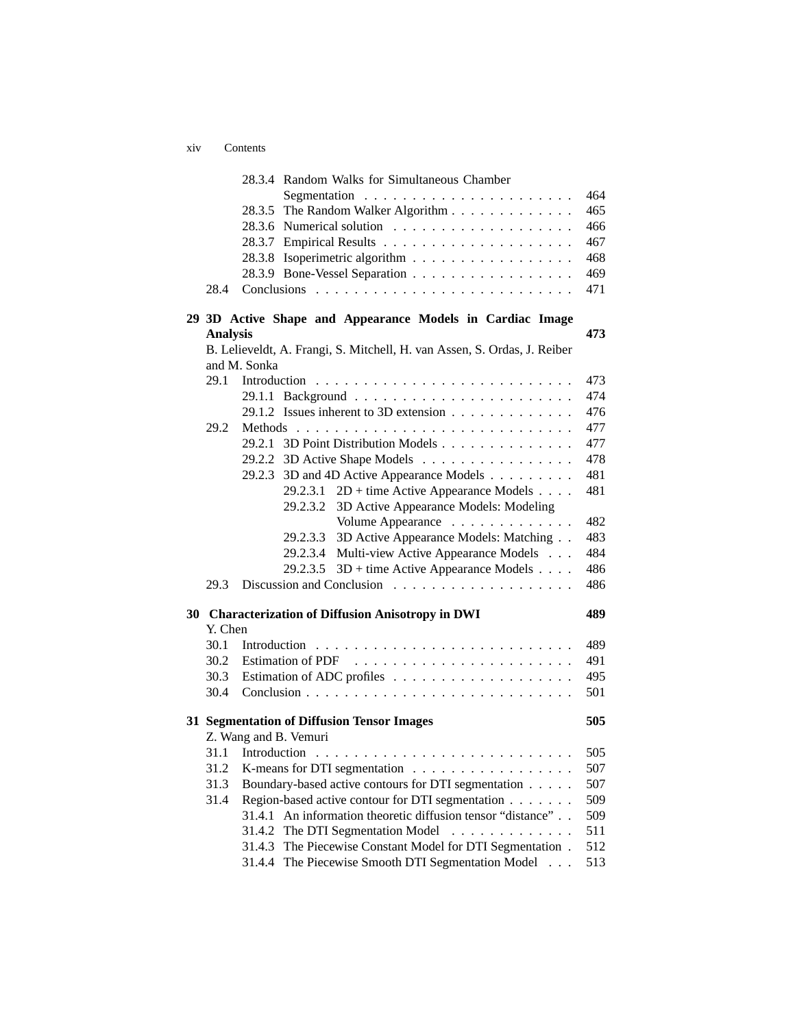28.3.4 Random Walks for Simultaneous Chamber Segmentation . . . . . . . . . . . . . . . . . . . . . . 464
28.3.5 The Random Walker Algorithm . . . . . . . . . . . . . 465
28.3.6 Numerical solution . . . . . . . . . . . . . . . . . . . 466
28.3.7 Empirical Results . . . . . . . . . . . . . . . . . . . . 467
28.3.8 Isoperimetric algorithm . . . . . . . . . . . . . . . . . 468
28.3.9 Bone-Vessel Separation . . . . . . . . . . . . . . . . . 469
28.4 Conclusions . . . . . . . . . . . . . . . . . . . . . . . . . . 471

**29 3D Active Shape and Appearance Models in Cardiac Image Analysis 473**

B. Lelieveldt, A. Frangi, S. Mitchell, H. van Assen, S. Ordas, J. Reiber and M. Sonka

29.1 Introduction . . . . . . . . . . . . . . . . . . . . . . . . . . 473
29.1.1 Background . . . . . . . . . . . . . . . . . . . . . . . 474
29.1.2 Issues inherent to 3D extension . . . . . . . . . . . . . 476
29.2 Methods . . . . . . . . . . . . . . . . . . . . . . . . . . . . 477
29.2.1 3D Point Distribution Models . . . . . . . . . . . . . . 477
29.2.2 3D Active Shape Models . . . . . . . . . . . . . . . . 478
29.2.3 3D and 4D Active Appearance Models . . . . . . . . . 481
29.2.3.1 2D + time Active Appearance Models . . . . 481
29.2.3.2 3D Active Appearance Models: Modeling Volume Appearance . . . . . . . . . . . . . 482
29.2.3.3 3D Active Appearance Models: Matching . . 483
29.2.3.4 Multi-view Active Appearance Models . . . 484
29.2.3.5 3D + time Active Appearance Models . . . . 486
29.3 Discussion and Conclusion . . . . . . . . . . . . . . . . . . 486

**30 Characterization of Diffusion Anisotropy in DWI 489**

Y. Chen

30.1 Introduction . . . . . . . . . . . . . . . . . . . . . . . . . . 489
30.2 Estimation of PDF . . . . . . . . . . . . . . . . . . . . . . 491
30.3 Estimation of ADC profiles . . . . . . . . . . . . . . . . . . 495
30.4 Conclusion . . . . . . . . . . . . . . . . . . . . . . . . . . . 501

**31 Segmentation of Diffusion Tensor Images 505**

Z. Wang and B. Vemuri

31.1 Introduction . . . . . . . . . . . . . . . . . . . . . . . . . . 505
31.2 K-means for DTI segmentation . . . . . . . . . . . . . . . . 507
31.3 Boundary-based active contours for DTI segmentation . . . . . 507
31.4 Region-based active contour for DTI segmentation . . . . . . . 509
31.4.1 An information theoretic diffusion tensor "distance" . . 509
31.4.2 The DTI Segmentation Model . . . . . . . . . . . . . 511
31.4.3 The Piecewise Constant Model for DTI Segmentation . 512
31.4.4 The Piecewise Smooth DTI Segmentation Model . . . 513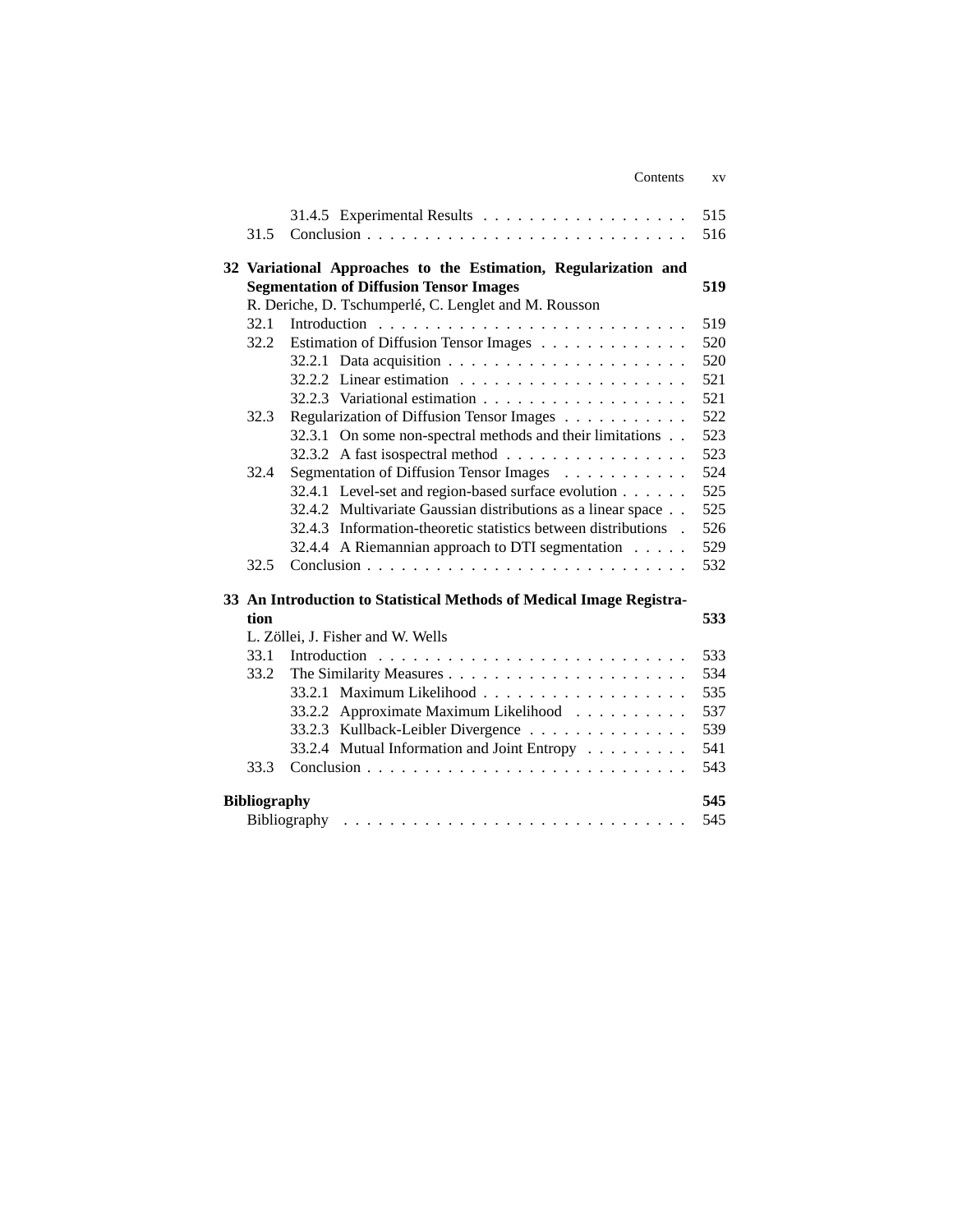31.4.5 Experimental Results . . . . . . . . . . . . . . . . . . 515

31.5 Conclusion . . . . . . . . . . . . . . . . . . . . . . . . . . . 516

**32 Variational Approaches to the Estimation, Regularization and Segmentation of Diffusion Tensor Images** **519**

R. Deriche, D. Tschumperlé, C. Lenglet and M. Rousson

32.1 Introduction . . . . . . . . . . . . . . . . . . . . . . . . . . . 519

32.2 Estimation of Diffusion Tensor Images . . . . . . . . . . . . . 520

32.2.1 Data acquisition . . . . . . . . . . . . . . . . . . . . . 520

32.2.2 Linear estimation . . . . . . . . . . . . . . . . . . . . 521

32.2.3 Variational estimation . . . . . . . . . . . . . . . . . . 521

32.3 Regularization of Diffusion Tensor Images . . . . . . . . . . . 522

32.3.1 On some non-spectral methods and their limitations . . 523

32.3.2 A fast isospectral method . . . . . . . . . . . . . . . . 523

32.4 Segmentation of Diffusion Tensor Images . . . . . . . . . . . 524

32.4.1 Level-set and region-based surface evolution . . . . . . 525

32.4.2 Multivariate Gaussian distributions as a linear space . . 525

32.4.3 Information-theoretic statistics between distributions . 526

32.4.4 A Riemannian approach to DTI segmentation . . . . . 529

32.5 Conclusion . . . . . . . . . . . . . . . . . . . . . . . . . . . 532

**33 An Introduction to Statistical Methods of Medical Image Registration** **533**

L. Zöllei, J. Fisher and W. Wells

33.1 Introduction . . . . . . . . . . . . . . . . . . . . . . . . . . . 533

33.2 The Similarity Measures . . . . . . . . . . . . . . . . . . . . . 534

33.2.1 Maximum Likelihood . . . . . . . . . . . . . . . . . . 535

33.2.2 Approximate Maximum Likelihood . . . . . . . . . . 537

33.2.3 Kullback-Leibler Divergence . . . . . . . . . . . . . . 539

33.2.4 Mutual Information and Joint Entropy . . . . . . . . . 541

33.3 Conclusion . . . . . . . . . . . . . . . . . . . . . . . . . . . 543

**Bibliography** **545**

Bibliography . . . . . . . . . . . . . . . . . . . . . . . . . . . . . 545